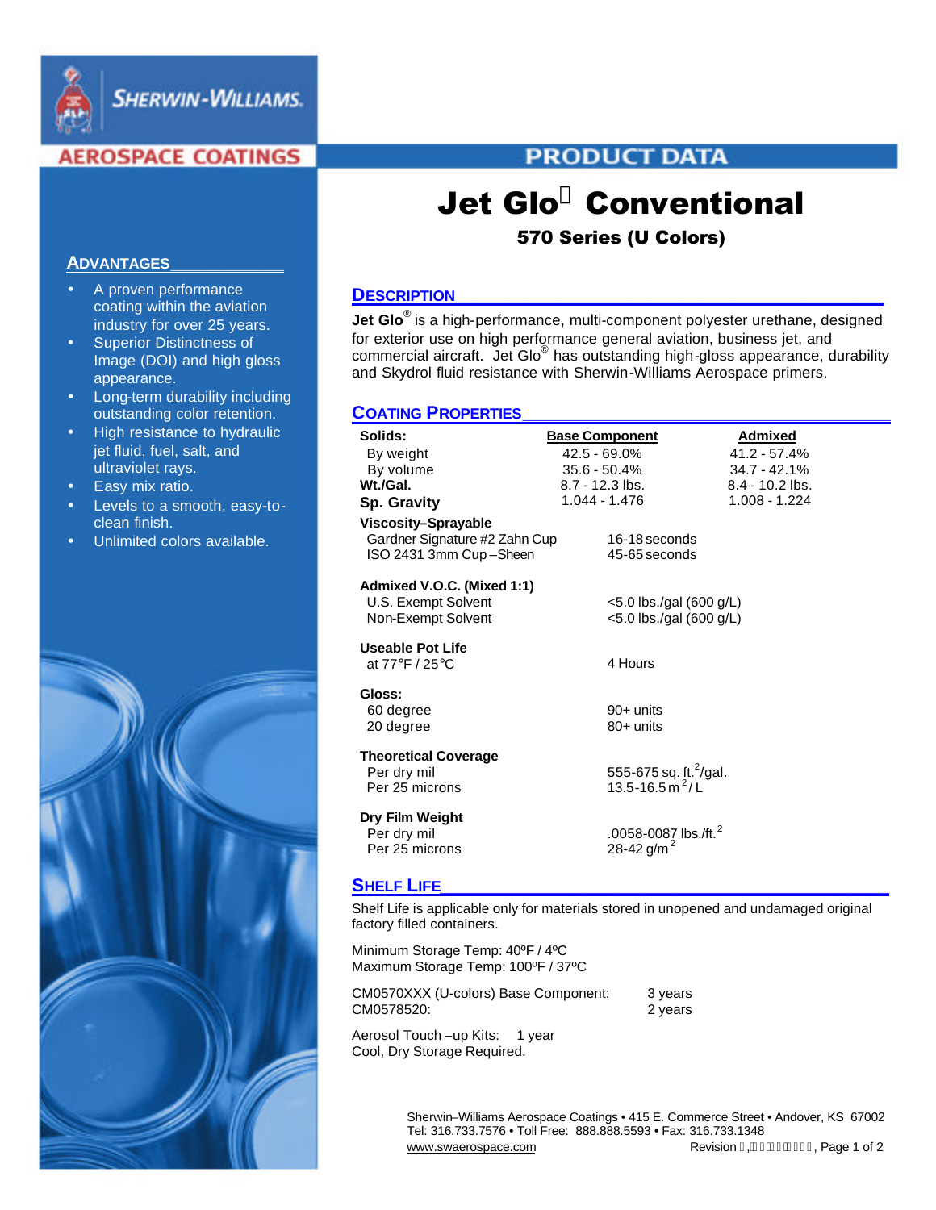# Jet Glo® Conventional

## 570 Series (U Colors)

## ADVANTAGES

- A proven performance coating within the aviation industry for over 25 years.
- Superior Distinctness of Image (DOI) and high gloss appearance.
- Long-term durability including outstanding color retention.
- High resistance to hydraulic jet fluid, fuel, salt, and ultraviolet rays.
- Easy mix ratio.
- Levels to a smooth, easy-to-clean finish.
- Unlimited colors available.

## DESCRIPTION

**Jet Glo**® is a high-performance, multi-component polyester urethane, designed for exterior use on high performance general aviation, business jet, and commercial aircraft. Jet Glo® has outstanding high-gloss appearance, durability and Skydrol fluid resistance with Sherwin-Williams Aerospace primers.

## COATING PROPERTIES

| **Solids:** | **Base Component** | **Admixed** |
|---|---|---|
| By weight | 42.5 - 69.0% | 41.2 - 57.4% |
| By volume | 35.6 - 50.4% | 34.7 - 42.1% |
| **Wt./Gal.** | 8.7 - 12.3 lbs. | 8.4 - 10.2 lbs. |
| **Sp. Gravity** | 1.044 - 1.476 | 1.008 - 1.224 |

| | |
|---|---|
| **Viscosity–Sprayable** | |
| Gardner Signature #2 Zahn Cup | 16-18 seconds |
| ISO 2431 3mm Cup – Sheen | 45-65 seconds |
| **Admixed V.O.C. (Mixed 1:1)** | |
| U.S. Exempt Solvent | <5.0 lbs./gal (600 g/L) |
| Non-Exempt Solvent | <5.0 lbs./gal (600 g/L) |
| **Useable Pot Life** | |
| at 77°F / 25°C | 4 Hours |
| **Gloss:** | |
| 60 degree | 90+ units |
| 20 degree | 80+ units |
| **Theoretical Coverage** | |
| Per dry mil | 555-675 sq. ft.$^2$/gal. |
| Per 25 microns | 13.5-16.5 m$^2$/ L |
| **Dry Film Weight** | |
| Per dry mil | .0058-0087 lbs./ft.$^2$ |
| Per 25 microns | 28-42 g/m$^2$ |

## SHELF LIFE

Shelf Life is applicable only for materials stored in unopened and undamaged original factory filled containers.

Minimum Storage Temp: 40ºF / 4ºC
Maximum Storage Temp: 100ºF / 37ºC

| | |
|---|---|
| CM0570XXX (U-colors) Base Component: | 3 years |
| CM0578520: | 2 years |

Aerosol Touch – up Kits: 1 year
Cool, Dry Storage Required.

Sherwin–Williams Aerospace Coatings • 415 E. Commerce Street • Andover, KS 67002
Tel: 316.733.7576 • Toll Free: 888.888.5593 • Fax: 316.733.1348
www.swaerospace.com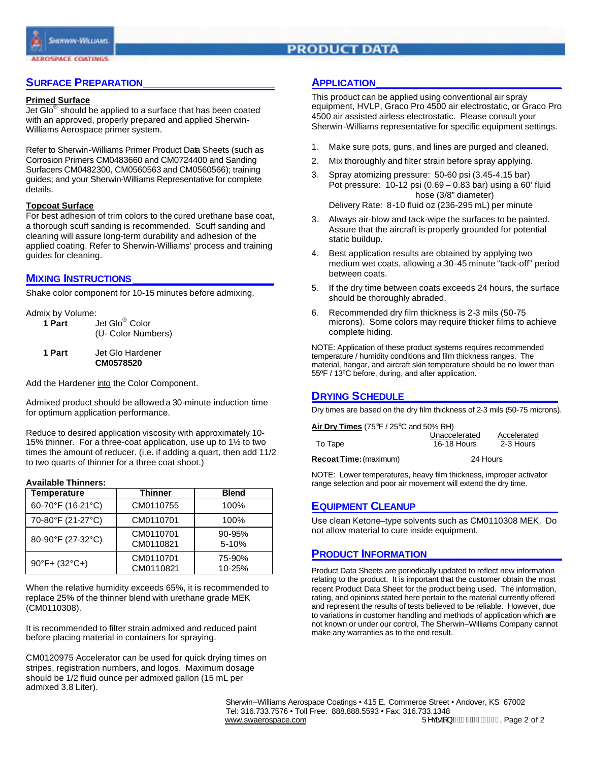## Surface Preparation

**Primed Surface**

Jet Glo® should be applied to a surface that has been coated with an approved, properly prepared and applied Sherwin-Williams Aerospace primer system.

Refer to Sherwin-Williams Primer Product Data Sheets (such as Corrosion Primers CM0483660 and CM0724400 and Sanding Surfacers CM0482300, CM0560563 and CM0560566); training guides; and your Sherwin-Williams Representative for complete details.

**Topcoat Surface**

For best adhesion of trim colors to the cured urethane base coat, a thorough scuff sanding is recommended. Scuff sanding and cleaning will assure long-term durability and adhesion of the applied coating. Refer to Sherwin-Williams' process and training guides for cleaning.

## Mixing Instructions

Shake color component for 10-15 minutes before admixing.

Admix by Volume:

| | |
|---|---|
| **1 Part** | Jet Glo® Color (U- Color Numbers) |
| **1 Part** | Jet Glo Hardener **CM0578520** |

Add the Hardener into the Color Component.

Admixed product should be allowed a 30-minute induction time for optimum application performance.

Reduce to desired application viscosity with approximately 10-15% thinner. For a three-coat application, use up to 1½ to two times the amount of reducer. (i.e. if adding a quart, then add 11/2 to two quarts of thinner for a three coat shoot.)

**Available Thinners:**

| Temperature | Thinner | Blend |
|---|---|---|
| 60-70°F (16-21°C) | CM0110755 | 100% |
| 70-80°F (21-27°C) | CM0110701 | 100% |
| 80-90°F (27-32°C) | CM0110701<br>CM0110821 | 90-95%<br>5-10% |
| 90°F+ (32°C+) | CM0110701<br>CM0110821 | 75-90%<br>10-25% |

When the relative humidity exceeds 65%, it is recommended to replace 25% of the thinner blend with urethane grade MEK (CM0110308).

It is recommended to filter strain admixed and reduced paint before placing material in containers for spraying.

CM0120975 Accelerator can be used for quick drying times on stripes, registration numbers, and logos. Maximum dosage should be 1/2 fluid ounce per admixed gallon (15 mL per admixed 3.8 Liter).

## Application

This product can be applied using conventional air spray equipment, HVLP, Graco Pro 4500 air electrostatic, or Graco Pro 4500 air assisted airless electrostatic. Please consult your Sherwin-Williams representative for specific equipment settings.

1. Make sure pots, guns, and lines are purged and cleaned.
2. Mix thoroughly and filter strain before spray applying.
3. Spray atomizing pressure: 50-60 psi (3.45-4.15 bar)
   Pot pressure: 10-12 psi (0.69 – 0.83 bar) using a 60' fluid hose (3/8" diameter)
   Delivery Rate: 8-10 fluid oz (236-295 mL) per minute
3. Always air-blow and tack-wipe the surfaces to be painted. Assure that the aircraft is properly grounded for potential static buildup.
4. Best application results are obtained by applying two medium wet coats, allowing a 30-45 minute "tack-off" period between coats.
5. If the dry time between coats exceeds 24 hours, the surface should be thoroughly abraded.
6. Recommended dry film thickness is 2-3 mils (50-75 microns). Some colors may require thicker films to achieve complete hiding.

NOTE: Application of these product systems requires recommended temperature / humidity conditions and film thickness ranges. The material, hangar, and aircraft skin temperature should be no lower than 55ºF / 13ºC before, during, and after application.

## Drying Schedule

Dry times are based on the dry film thickness of 2-3 mils (50-75 microns).

**Air Dry Times** (75°F / 25°C and 50% RH)

| | Unaccelerated | Accelerated |
|---|---|---|
| To Tape | 16-18 Hours | 2-3 Hours |
| **Recoat Time:** (maximum) | 24 Hours | |

NOTE: Lower temperatures, heavy film thickness, improper activator range selection and poor air movement will extend the dry time.

## Equipment Cleanup

Use clean Ketone–type solvents such as CM0110308 MEK. Do not allow material to cure inside equipment.

## Product Information

Product Data Sheets are periodically updated to reflect new information relating to the product. It is important that the customer obtain the most recent Product Data Sheet for the product being used. The information, rating, and opinions stated here pertain to the material currently offered and represent the results of tests believed to be reliable. However, due to variations in customer handling and methods of application which are not known or under our control, The Sherwin–Williams Company cannot make any warranties as to the end result.

Sherwin–Williams Aerospace Coatings • 415 E. Commerce Street • Andover, KS 67002
Tel: 316.733.7576 • Toll Free: 888.888.5593 • Fax: 316.733.1348
www.swaerospace.com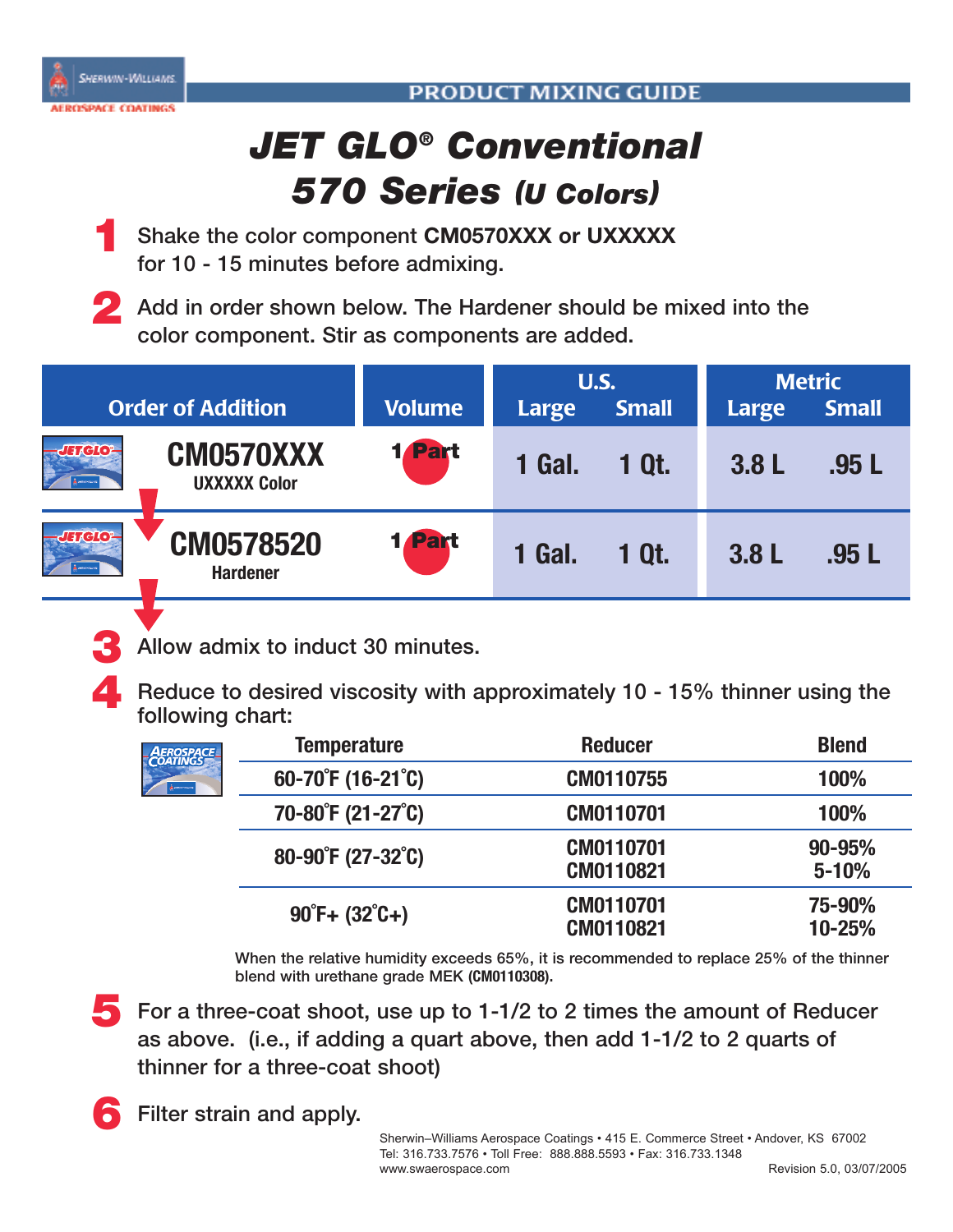PRODUCT MIXING GUIDE

# *JET GLO® Conventional 570 Series (U Colors)*

**1** Shake the color component **CM0570XXX or UXXXXX** for 10 - 15 minutes before admixing.

**2** Add in order shown below. The Hardener should be mixed into the color component. Stir as components are added.

| Order of Addition | Volume | U.S. | | Metric | |
|---|---|---|---|---|---|
| | | Large | Small | Large | Small |
| **CM0570XXX** UXXXXX Color | 1 Part | 1 Gal. | 1 Qt. | 3.8 L | .95 L |
| **CM0578520** Hardener | 1 Part | 1 Gal. | 1 Qt. | 3.8 L | .95 L |

**3** Allow admix to induct 30 minutes.

**4** Reduce to desired viscosity with approximately 10 - 15% thinner using the following chart:

| Temperature | Reducer | Blend |
|---|---|---|
| 60-70˚F (16-21˚C) | CM0110755 | 100% |
| 70-80˚F (21-27˚C) | CM0110701 | 100% |
| 80-90˚F (27-32˚C) | CM0110701<br>CM0110821 | 90-95%<br>5-10% |
| 90˚F+ (32˚C+) | CM0110701<br>CM0110821 | 75-90%<br>10-25% |

When the relative humidity exceeds 65%, it is recommended to replace 25% of the thinner blend with urethane grade MEK **(CM0110308).**

**5** For a three-coat shoot, use up to 1-1/2 to 2 times the amount of Reducer as above. (i.e., if adding a quart above, then add 1-1/2 to 2 quarts of thinner for a three-coat shoot)

**6** Filter strain and apply.

Sherwin–Williams Aerospace Coatings • 415 E. Commerce Street • Andover, KS 67002
Tel: 316.733.7576 • Toll Free: 888.888.5593 • Fax: 316.733.1348
www.swaerospace.com

Revision 5.0, 03/07/2005